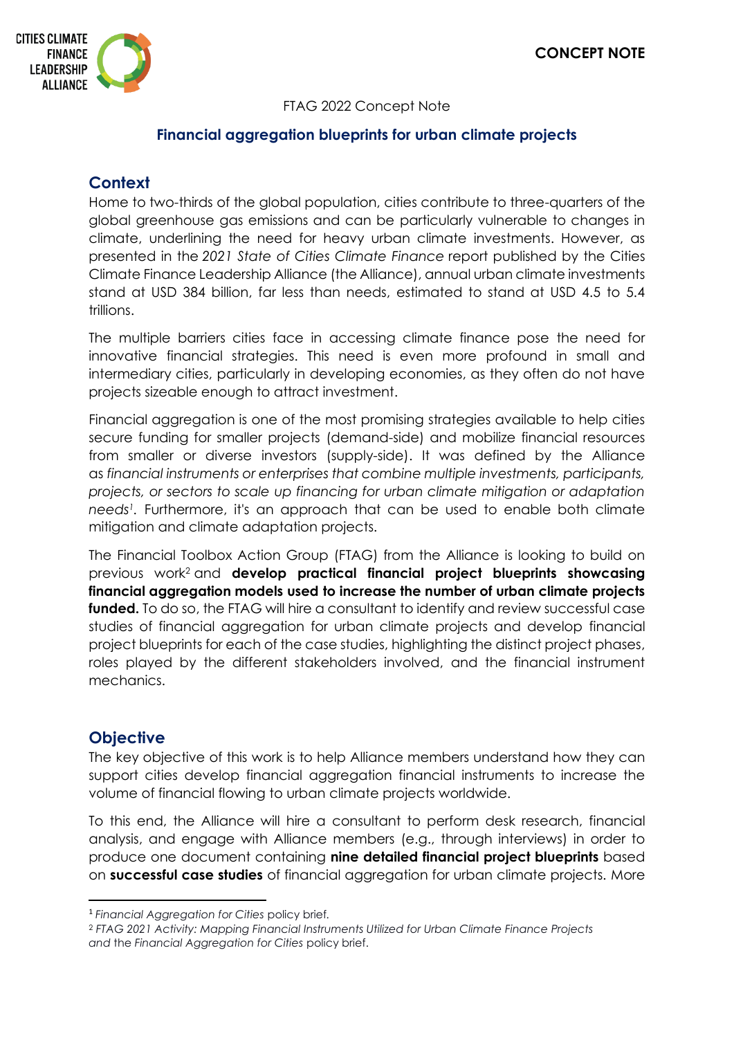CITIES CLIMATE FINANCE LEADERSHIP ALLIANCE

**CONCEPT NOTE**

FTAG 2022 Concept Note

**Financial aggregation blueprints for urban climate projects**

## Context

Home to two-thirds of the global population, cities contribute to three-quarters of the global greenhouse gas emissions and can be particularly vulnerable to changes in climate, underlining the need for heavy urban climate investments. However, as presented in the *2021 State of Cities Climate Finance* report published by the Cities Climate Finance Leadership Alliance (the Alliance), annual urban climate investments stand at USD 384 billion, far less than needs, estimated to stand at USD 4.5 to 5.4 trillions.

The multiple barriers cities face in accessing climate finance pose the need for innovative financial strategies. This need is even more profound in small and intermediary cities, particularly in developing economies, as they often do not have projects sizeable enough to attract investment.

Financial aggregation is one of the most promising strategies available to help cities secure funding for smaller projects (demand-side) and mobilize financial resources from smaller or diverse investors (supply-side). It was defined by the Alliance as *financial instruments or enterprises that combine multiple investments, participants, projects, or sectors to scale up financing for urban climate mitigation or adaptation needs*[1]. Furthermore, it's an approach that can be used to enable both climate mitigation and climate adaptation projects.

The Financial Toolbox Action Group (FTAG) from the Alliance is looking to build on previous work[2] and **develop practical financial project blueprints showcasing financial aggregation models used to increase the number of urban climate projects funded.** To do so, the FTAG will hire a consultant to identify and review successful case studies of financial aggregation for urban climate projects and develop financial project blueprints for each of the case studies, highlighting the distinct project phases, roles played by the different stakeholders involved, and the financial instrument mechanics.

## Objective

The key objective of this work is to help Alliance members understand how they can support cities develop financial aggregation financial instruments to increase the volume of financial flowing to urban climate projects worldwide.

To this end, the Alliance will hire a consultant to perform desk research, financial analysis, and engage with Alliance members (e.g., through interviews) in order to produce one document containing **nine detailed financial project blueprints** based on **successful case studies** of financial aggregation for urban climate projects. More

[1] *Financial Aggregation for Cities* policy brief.

[2] *FTAG 2021 Activity: Mapping Financial Instruments Utilized for Urban Climate Finance Projects* and the *Financial Aggregation for Cities* policy brief.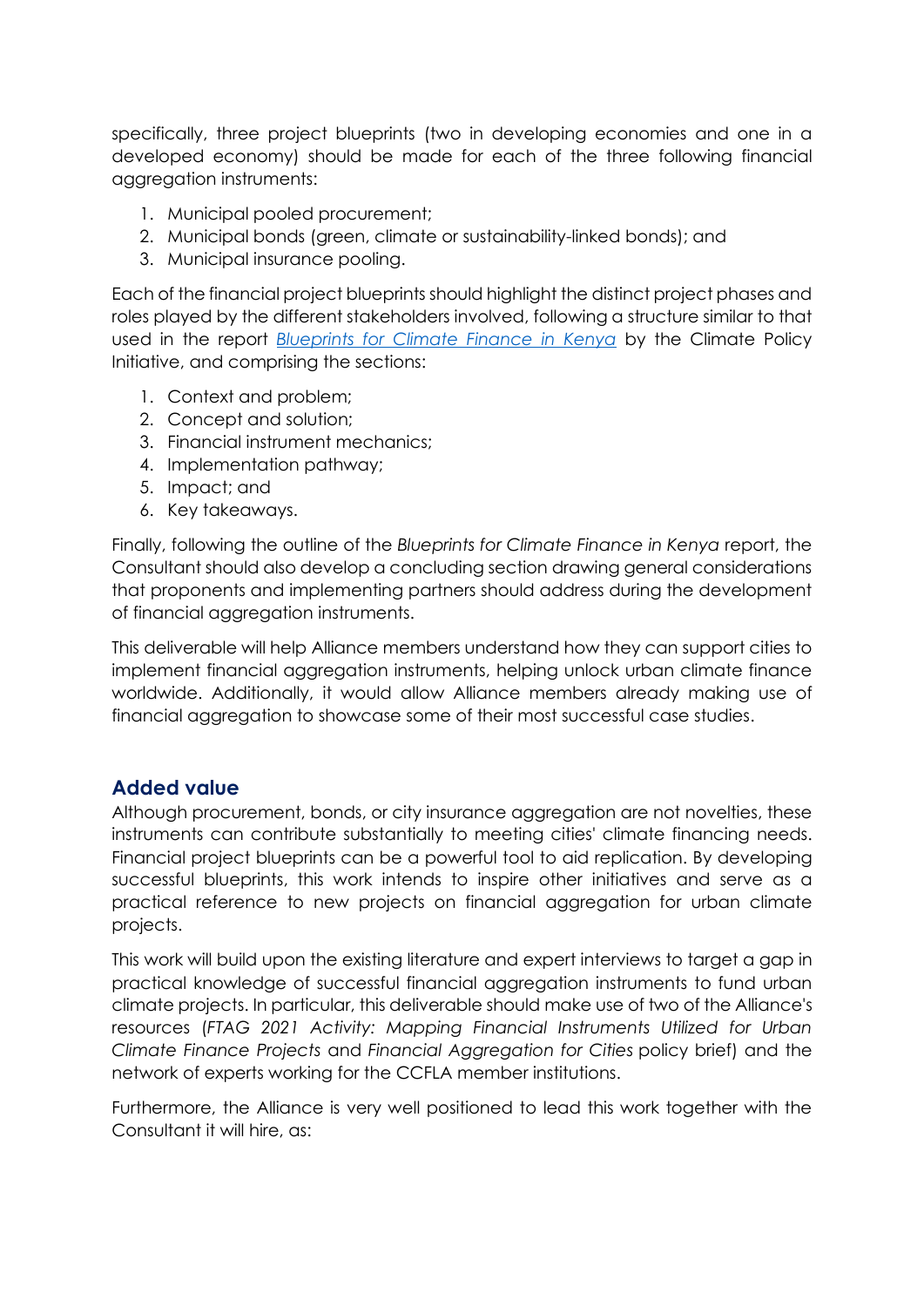specifically, three project blueprints (two in developing economies and one in a developed economy) should be made for each of the three following financial aggregation instruments:

1. Municipal pooled procurement;
2. Municipal bonds (green, climate or sustainability-linked bonds); and
3. Municipal insurance pooling.

Each of the financial project blueprints should highlight the distinct project phases and roles played by the different stakeholders involved, following a structure similar to that used in the report *Blueprints for Climate Finance in Kenya* by the Climate Policy Initiative, and comprising the sections:

1. Context and problem;
2. Concept and solution;
3. Financial instrument mechanics;
4. Implementation pathway;
5. Impact; and
6. Key takeaways.

Finally, following the outline of the *Blueprints for Climate Finance in Kenya* report, the Consultant should also develop a concluding section drawing general considerations that proponents and implementing partners should address during the development of financial aggregation instruments.

This deliverable will help Alliance members understand how they can support cities to implement financial aggregation instruments, helping unlock urban climate finance worldwide. Additionally, it would allow Alliance members already making use of financial aggregation to showcase some of their most successful case studies.

## Added value

Although procurement, bonds, or city insurance aggregation are not novelties, these instruments can contribute substantially to meeting cities' climate financing needs. Financial project blueprints can be a powerful tool to aid replication. By developing successful blueprints, this work intends to inspire other initiatives and serve as a practical reference to new projects on financial aggregation for urban climate projects.

This work will build upon the existing literature and expert interviews to target a gap in practical knowledge of successful financial aggregation instruments to fund urban climate projects. In particular, this deliverable should make use of two of the Alliance's resources (*FTAG 2021 Activity: Mapping Financial Instruments Utilized for Urban Climate Finance Projects* and *Financial Aggregation for Cities* policy brief) and the network of experts working for the CCFLA member institutions.

Furthermore, the Alliance is very well positioned to lead this work together with the Consultant it will hire, as: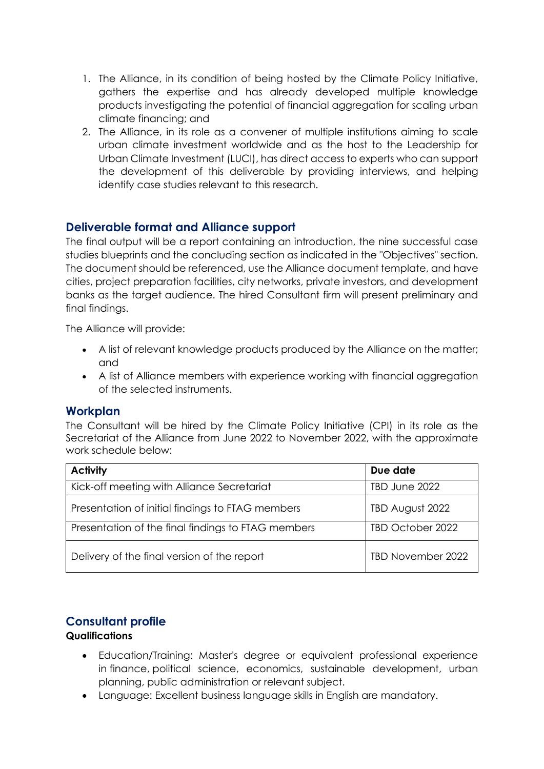1. The Alliance, in its condition of being hosted by the Climate Policy Initiative, gathers the expertise and has already developed multiple knowledge products investigating the potential of financial aggregation for scaling urban climate financing; and
2. The Alliance, in its role as a convener of multiple institutions aiming to scale urban climate investment worldwide and as the host to the Leadership for Urban Climate Investment (LUCI), has direct access to experts who can support the development of this deliverable by providing interviews, and helping identify case studies relevant to this research.

## Deliverable format and Alliance support

The final output will be a report containing an introduction, the nine successful case studies blueprints and the concluding section as indicated in the "Objectives" section. The document should be referenced, use the Alliance document template, and have cities, project preparation facilities, city networks, private investors, and development banks as the target audience. The hired Consultant firm will present preliminary and final findings.

The Alliance will provide:

- A list of relevant knowledge products produced by the Alliance on the matter; and
- A list of Alliance members with experience working with financial aggregation of the selected instruments.

## Workplan

The Consultant will be hired by the Climate Policy Initiative (CPI) in its role as the Secretariat of the Alliance from June 2022 to November 2022, with the approximate work schedule below:

| Activity | Due date |
|---|---|
| Kick-off meeting with Alliance Secretariat | TBD June 2022 |
| Presentation of initial findings to FTAG members | TBD August 2022 |
| Presentation of the final findings to FTAG members | TBD October 2022 |
| Delivery of the final version of the report | TBD November 2022 |

## Consultant profile

**Qualifications**

- Education/Training: Master's degree or equivalent professional experience in finance, political science, economics, sustainable development, urban planning, public administration or relevant subject.
- Language: Excellent business language skills in English are mandatory.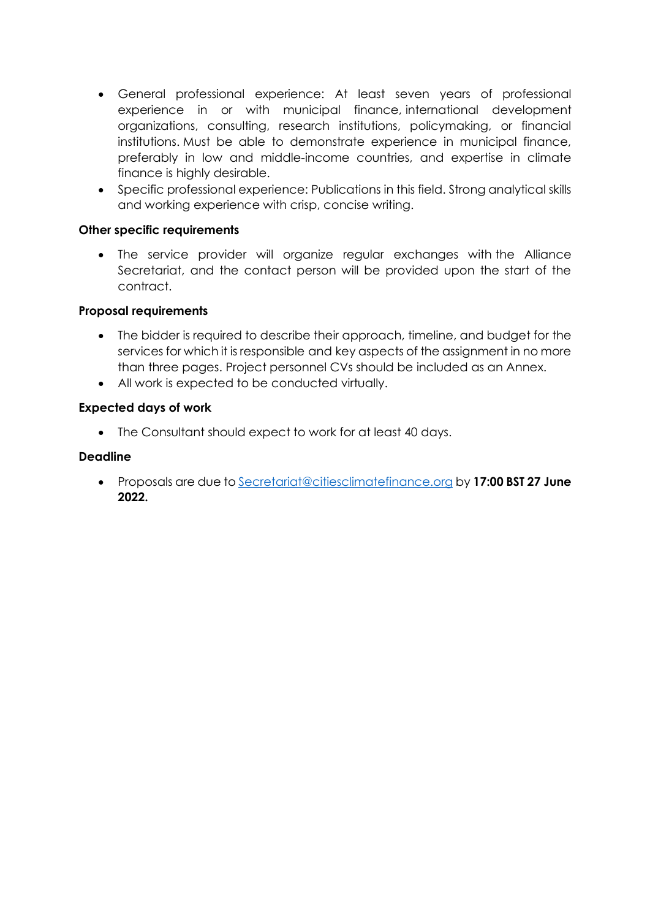- General professional experience: At least seven years of professional experience in or with municipal finance, international development organizations, consulting, research institutions, policymaking, or financial institutions. Must be able to demonstrate experience in municipal finance, preferably in low and middle-income countries, and expertise in climate finance is highly desirable.
- Specific professional experience: Publications in this field. Strong analytical skills and working experience with crisp, concise writing.

**Other specific requirements**

- The service provider will organize regular exchanges with the Alliance Secretariat, and the contact person will be provided upon the start of the contract.

**Proposal requirements**

- The bidder is required to describe their approach, timeline, and budget for the services for which it is responsible and key aspects of the assignment in no more than three pages. Project personnel CVs should be included as an Annex.
- All work is expected to be conducted virtually.

**Expected days of work**

- The Consultant should expect to work for at least 40 days.

**Deadline**

- Proposals are due to Secretariat@citiesclimatefinance.org by **17:00 BST 27 June 2022.**